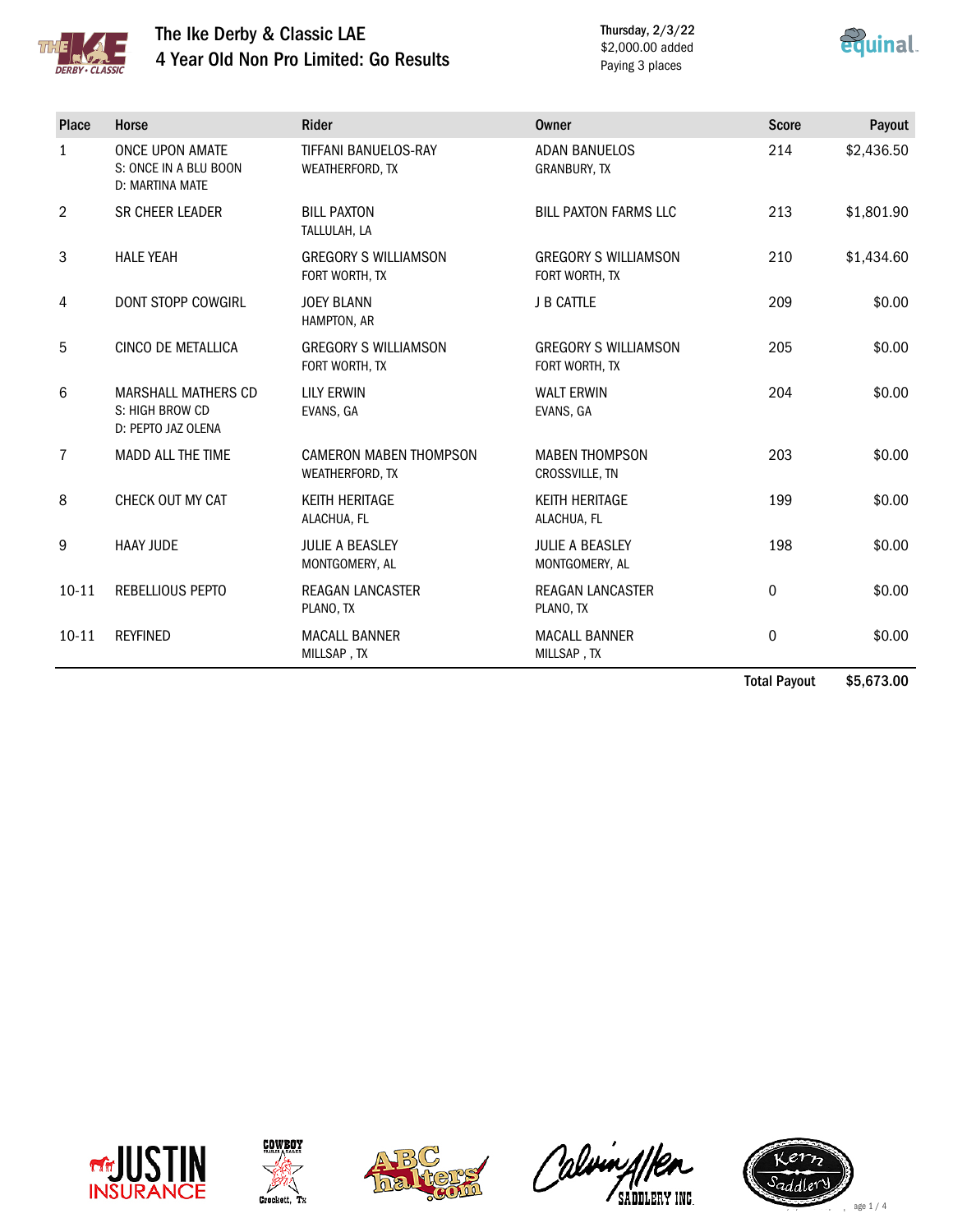# The Ike Derby & Classic LAE

## 4 Year Old Non Pro Limited: Go Results

Thursday, 2/3/22
$2,000.00 added
Paying 3 places

| Place | Horse | Rider | Owner | Score | Payout |
|---|---|---|---|---|---|
| 1 | ONCE UPON AMATE<br>S: ONCE IN A BLU BOON<br>D: MARTINA MATE | TIFFANI BANUELOS-RAY<br>WEATHERFORD, TX | ADAN BANUELOS<br>GRANBURY, TX | 214 | $2,436.50 |
| 2 | SR CHEER LEADER | BILL PAXTON<br>TALLULAH, LA | BILL PAXTON FARMS LLC | 213 | $1,801.90 |
| 3 | HALE YEAH | GREGORY S WILLIAMSON<br>FORT WORTH, TX | GREGORY S WILLIAMSON<br>FORT WORTH, TX | 210 | $1,434.60 |
| 4 | DONT STOPP COWGIRL | JOEY BLANN<br>HAMPTON, AR | J B CATTLE | 209 | $0.00 |
| 5 | CINCO DE METALLICA | GREGORY S WILLIAMSON<br>FORT WORTH, TX | GREGORY S WILLIAMSON<br>FORT WORTH, TX | 205 | $0.00 |
| 6 | MARSHALL MATHERS CD<br>S: HIGH BROW CD<br>D: PEPTO JAZ OLENA | LILY ERWIN<br>EVANS, GA | WALT ERWIN<br>EVANS, GA | 204 | $0.00 |
| 7 | MADD ALL THE TIME | CAMERON MABEN THOMPSON<br>WEATHERFORD, TX | MABEN THOMPSON<br>CROSSVILLE, TN | 203 | $0.00 |
| 8 | CHECK OUT MY CAT | KEITH HERITAGE<br>ALACHUA, FL | KEITH HERITAGE<br>ALACHUA, FL | 199 | $0.00 |
| 9 | HAAY JUDE | JULIE A BEASLEY<br>MONTGOMERY, AL | JULIE A BEASLEY<br>MONTGOMERY, AL | 198 | $0.00 |
| 10-11 | REBELLIOUS PEPTO | REAGAN LANCASTER<br>PLANO, TX | REAGAN LANCASTER<br>PLANO, TX | 0 | $0.00 |
| 10-11 | REYFINED | MACALL BANNER<br>MILLSAP , TX | MACALL BANNER<br>MILLSAP , TX | 0 | $0.00 |
| | | | | **Total Payout** | **$5,673.00** |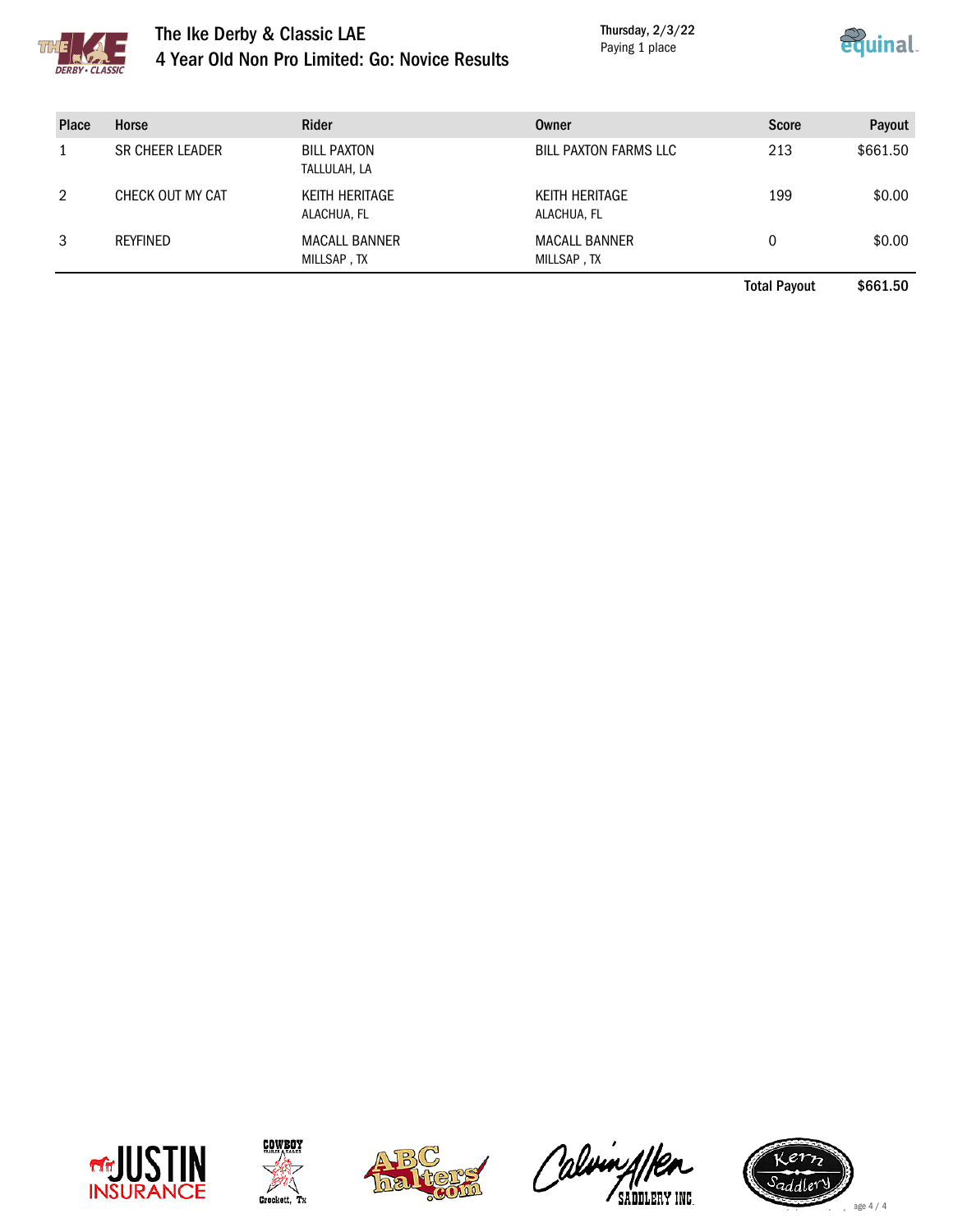# The Ike Derby & Classic LAE

## 4 Year Old Non Pro Limited: Go: Novice Results

Thursday, 2/3/22
Paying 1 place

| Place | Horse | Rider | Owner | Score | Payout |
|---|---|---|---|---|---|
| 1 | SR CHEER LEADER | BILL PAXTON<br>TALLULAH, LA | BILL PAXTON FARMS LLC | 213 | $661.50 |
| 2 | CHECK OUT MY CAT | KEITH HERITAGE<br>ALACHUA, FL | KEITH HERITAGE<br>ALACHUA, FL | 199 | $0.00 |
| 3 | REYFINED | MACALL BANNER<br>MILLSAP , TX | MACALL BANNER<br>MILLSAP , TX | 0 | $0.00 |
| | | | | Total Payout | $661.50 |